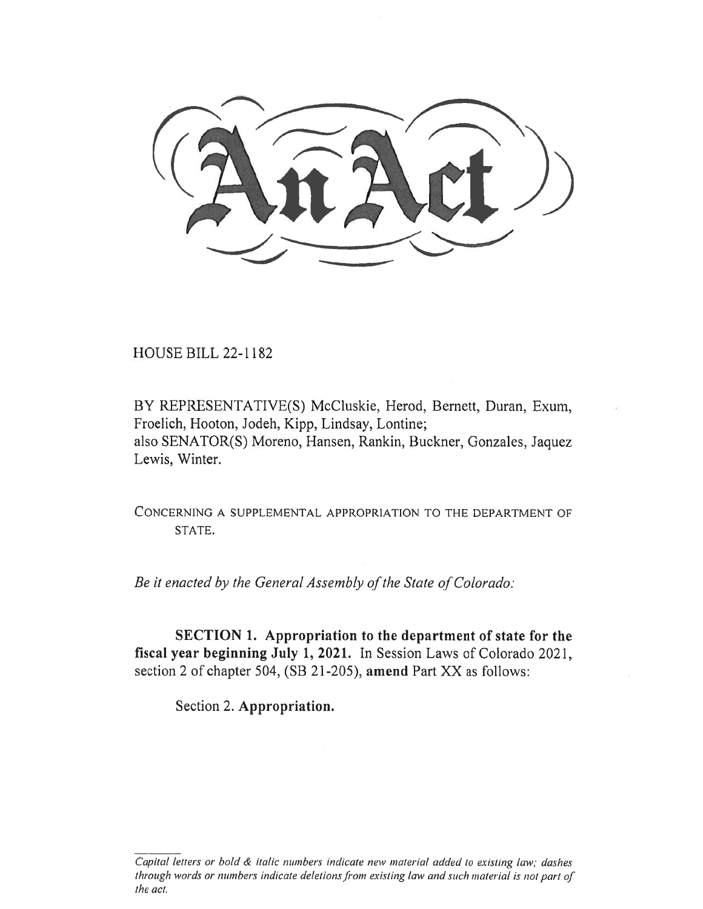# An Act

HOUSE BILL 22-1182

BY REPRESENTATIVE(S) McCluskie, Herod, Bernett, Duran, Exum, Froelich, Hooton, Jodeh, Kipp, Lindsay, Lontine;
also SENATOR(S) Moreno, Hansen, Rankin, Buckner, Gonzales, Jaquez Lewis, Winter.

CONCERNING A SUPPLEMENTAL APPROPRIATION TO THE DEPARTMENT OF STATE.

*Be it enacted by the General Assembly of the State of Colorado:*

**SECTION 1. Appropriation to the department of state for the fiscal year beginning July 1, 2021.** In Session Laws of Colorado 2021, section 2 of chapter 504, (SB 21-205), **amend** Part XX as follows:

Section 2. **Appropriation.**

*Capital letters or bold & italic numbers indicate new material added to existing law; dashes through words or numbers indicate deletions from existing law and such material is not part of the act.*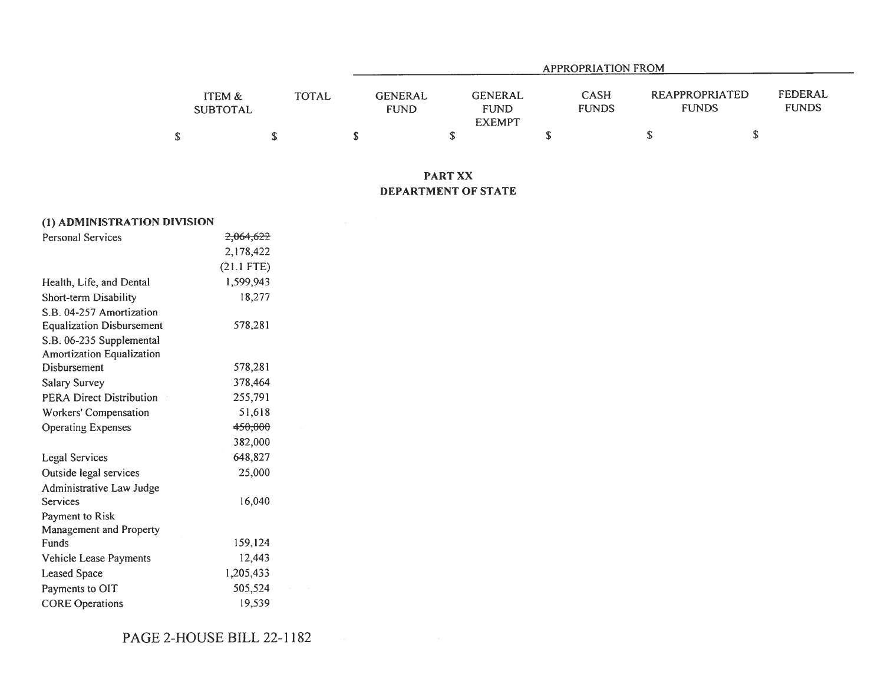|  | ITEM & SUBTOTAL | TOTAL | APPROPRIATION FROM GENERAL FUND | GENERAL FUND EXEMPT | CASH FUNDS | REAPPROPRIATED FUNDS | FEDERAL FUNDS |
|---|---|---|---|---|---|---|---|
|  | $ | $ | $ | $ | $ | $ | $ |

## PART XX
## DEPARTMENT OF STATE

**(1) ADMINISTRATION DIVISION**

|  | ITEM & SUBTOTAL | TOTAL | GENERAL FUND | GENERAL FUND EXEMPT | CASH FUNDS | REAPPROPRIATED FUNDS | FEDERAL FUNDS |
|---|---|---|---|---|---|---|---|
| Personal Services | ~~2,064,622~~ 2,178,422 (21.1 FTE) |  |  |  |  |  |  |
| Health, Life, and Dental | 1,599,943 |  |  |  |  |  |  |
| Short-term Disability | 18,277 |  |  |  |  |  |  |
| S.B. 04-257 Amortization Equalization Disbursement | 578,281 |  |  |  |  |  |  |
| S.B. 06-235 Supplemental Amortization Equalization Disbursement | 578,281 |  |  |  |  |  |  |
| Salary Survey | 378,464 |  |  |  |  |  |  |
| PERA Direct Distribution | 255,791 |  |  |  |  |  |  |
| Workers' Compensation | 51,618 |  |  |  |  |  |  |
| Operating Expenses | ~~450,000~~ 382,000 |  |  |  |  |  |  |
| Legal Services | 648,827 |  |  |  |  |  |  |
| Outside legal services | 25,000 |  |  |  |  |  |  |
| Administrative Law Judge Services | 16,040 |  |  |  |  |  |  |
| Payment to Risk Management and Property Funds | 159,124 |  |  |  |  |  |  |
| Vehicle Lease Payments | 12,443 |  |  |  |  |  |  |
| Leased Space | 1,205,433 |  |  |  |  |  |  |
| Payments to OIT | 505,524 |  |  |  |  |  |  |
| CORE Operations | 19,539 |  |  |  |  |  |  |

PAGE 2-HOUSE BILL 22-1182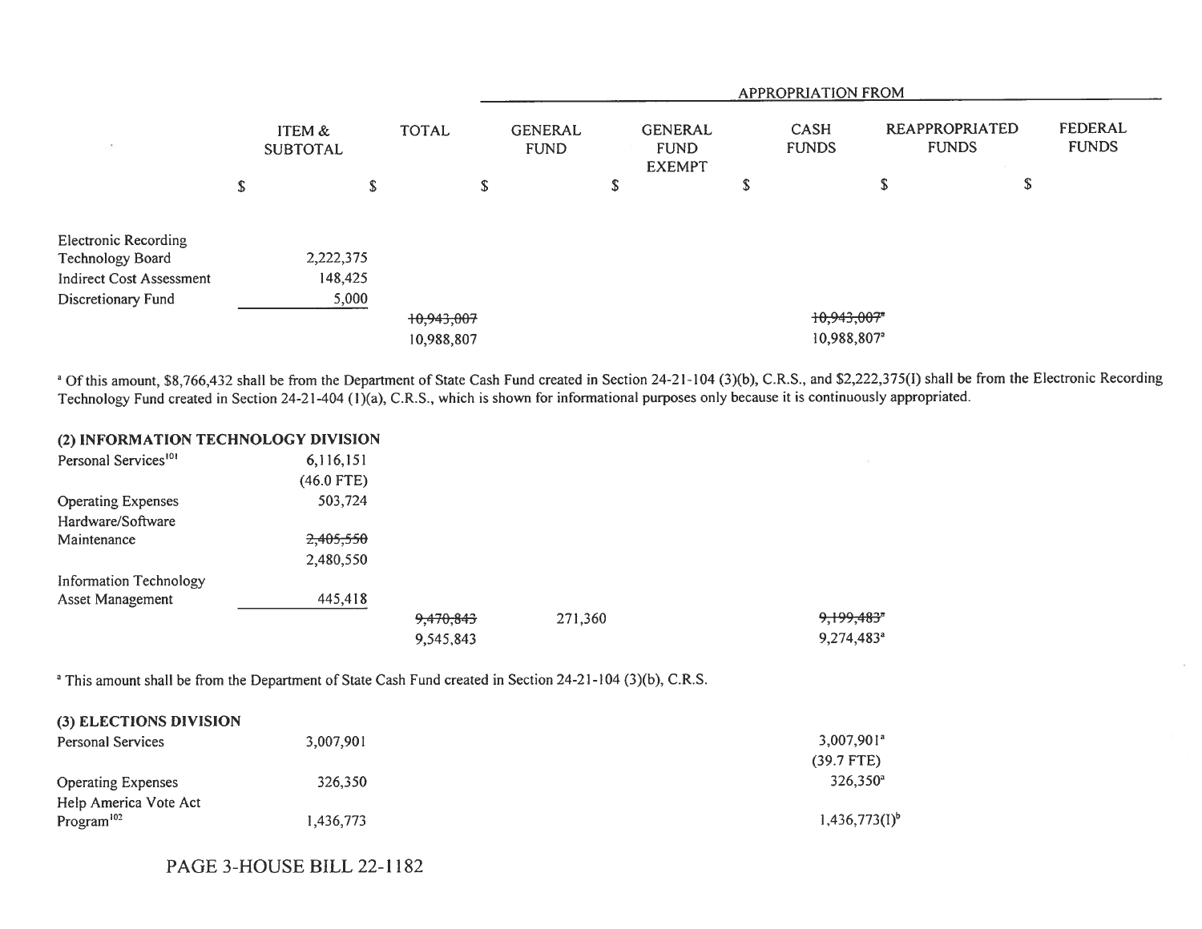| | ITEM & SUBTOTAL | TOTAL | GENERAL FUND | GENERAL FUND EXEMPT | CASH FUNDS | REAPPROPRIATED FUNDS | FEDERAL FUNDS |
|---|---|---|---|---|---|---|---|
| | | | APPROPRIATION FROM | | | | |
| | $ | $ | $ | $ | $ | $ | $ |
| Electronic Recording Technology Board | 2,222,375 | | | | | | |
| Indirect Cost Assessment | 148,425 | | | | | | |
| Discretionary Fund | 5,000 | | | | | | |
| | | ~~10,943,007~~ | | | ~~10,943,007~~[a] | | |
| | | 10,988,807 | | | 10,988,807[a] | | |

[a] Of this amount, $8,766,432 shall be from the Department of State Cash Fund created in Section 24-21-104 (3)(b), C.R.S., and $2,222,375(I) shall be from the Electronic Recording Technology Fund created in Section 24-21-404 (1)(a), C.R.S., which is shown for informational purposes only because it is continuously appropriated.

**(2) INFORMATION TECHNOLOGY DIVISION**

| | ITEM & SUBTOTAL | TOTAL | GENERAL FUND | GENERAL FUND EXEMPT | CASH FUNDS | REAPPROPRIATED FUNDS | FEDERAL FUNDS |
|---|---|---|---|---|---|---|---|
| Personal Services[101] | 6,116,151 | | | | | | |
| | (46.0 FTE) | | | | | | |
| Operating Expenses | 503,724 | | | | | | |
| Hardware/Software Maintenance | ~~2,405,550~~ | | | | | | |
| | 2,480,550 | | | | | | |
| Information Technology Asset Management | 445,418 | | | | | | |
| | | ~~9,470,843~~ | 271,360 | | ~~9,199,483~~[a] | | |
| | | 9,545,843 | | | 9,274,483[a] | | |

[a] This amount shall be from the Department of State Cash Fund created in Section 24-21-104 (3)(b), C.R.S.

**(3) ELECTIONS DIVISION**

| | ITEM & SUBTOTAL | TOTAL | GENERAL FUND | GENERAL FUND EXEMPT | CASH FUNDS | REAPPROPRIATED FUNDS | FEDERAL FUNDS |
|---|---|---|---|---|---|---|---|
| Personal Services | 3,007,901 | | | | 3,007,901[a] | | |
| | | | | | (39.7 FTE) | | |
| Operating Expenses | 326,350 | | | | 326,350[a] | | |
| Help America Vote Act Program[102] | 1,436,773 | | | | 1,436,773(I)[b] | | |

PAGE 3-HOUSE BILL 22-1182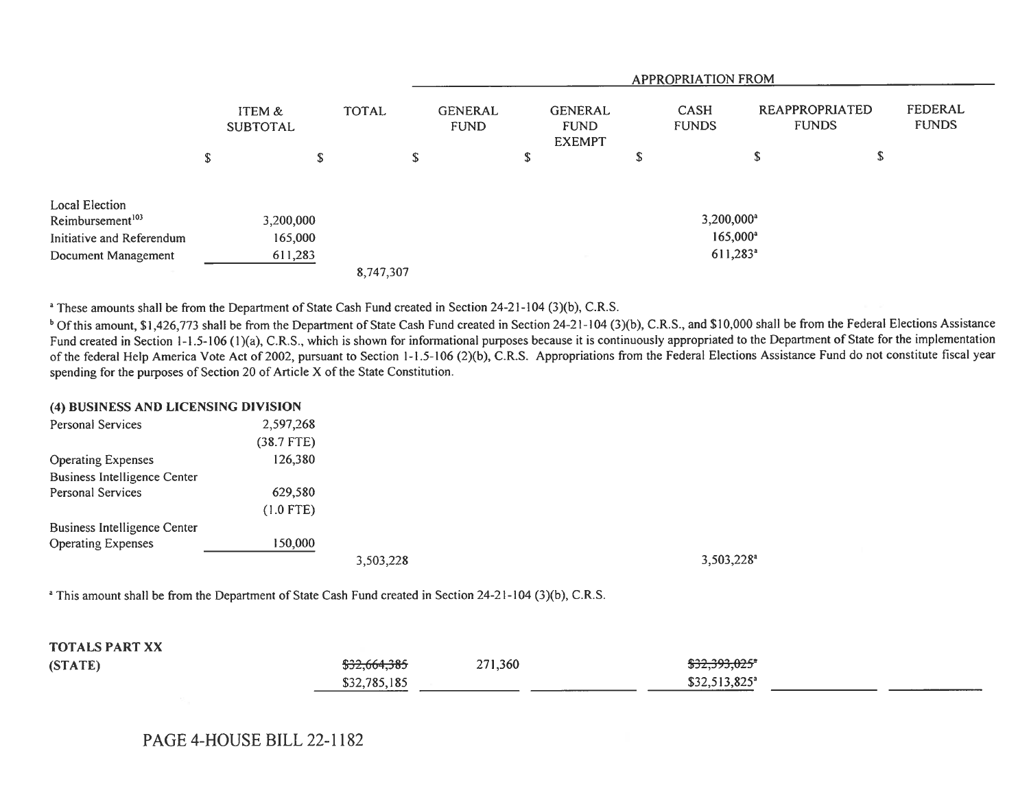| | ITEM & SUBTOTAL | TOTAL | GENERAL FUND | GENERAL FUND EXEMPT | CASH FUNDS | REAPPROPRIATED FUNDS | FEDERAL FUNDS |
|---|---|---|---|---|---|---|---|
| | | | APPROPRIATION FROM | | | | |
| | $ | $ | $ | $ | $ | $ | $ |
| Local Election Reimbursement[103] | 3,200,000 | | | | 3,200,000[a] | | |
| Initiative and Referendum | 165,000 | | | | 165,000[a] | | |
| Document Management | 611,283 | | | | 611,283[a] | | |
| | | 8,747,307 | | | | | |

[a] These amounts shall be from the Department of State Cash Fund created in Section 24-21-104 (3)(b), C.R.S.

[b] Of this amount, $1,426,773 shall be from the Department of State Cash Fund created in Section 24-21-104 (3)(b), C.R.S., and $10,000 shall be from the Federal Elections Assistance Fund created in Section 1-1.5-106 (1)(a), C.R.S., which is shown for informational purposes because it is continuously appropriated to the Department of State for the implementation of the federal Help America Vote Act of 2002, pursuant to Section 1-1.5-106 (2)(b), C.R.S. Appropriations from the Federal Elections Assistance Fund do not constitute fiscal year spending for the purposes of Section 20 of Article X of the State Constitution.

**(4) BUSINESS AND LICENSING DIVISION**

| | ITEM & SUBTOTAL | TOTAL | GENERAL FUND | GENERAL FUND EXEMPT | CASH FUNDS | REAPPROPRIATED FUNDS | FEDERAL FUNDS |
|---|---|---|---|---|---|---|---|
| Personal Services | 2,597,268 | | | | | | |
| | (38.7 FTE) | | | | | | |
| Operating Expenses | 126,380 | | | | | | |
| Business Intelligence Center Personal Services | 629,580 | | | | | | |
| | (1.0 FTE) | | | | | | |
| Business Intelligence Center Operating Expenses | 150,000 | | | | | | |
| | | 3,503,228 | | | 3,503,228[a] | | |

[a] This amount shall be from the Department of State Cash Fund created in Section 24-21-104 (3)(b), C.R.S.

| | ITEM & SUBTOTAL | TOTAL | GENERAL FUND | GENERAL FUND EXEMPT | CASH FUNDS | REAPPROPRIATED FUNDS | FEDERAL FUNDS |
|---|---|---|---|---|---|---|---|
| **TOTALS PART XX (STATE)** | | ~~$32,664,385~~ | 271,360 | | ~~$32,393,025~~[a] | | |
| | | $32,785,185 | | | $32,513,825[a] | | |

PAGE 4-HOUSE BILL 22-1182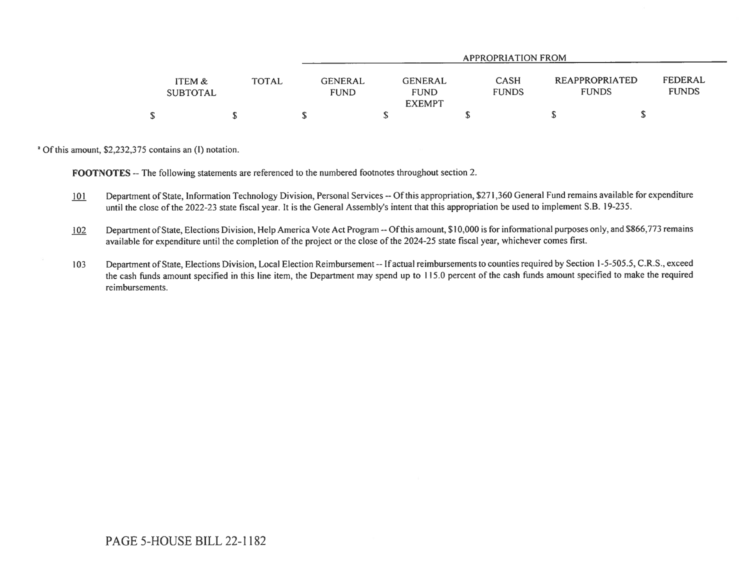| ITEM & SUBTOTAL | TOTAL | APPROPRIATION FROM GENERAL FUND | GENERAL FUND EXEMPT | CASH FUNDS | REAPPROPRIATED FUNDS | FEDERAL FUNDS |
|---|---|---|---|---|---|---|
| $ | $ | $ | $ | $ | $ | $ |

[a] Of this amount, $2,232,375 contains an (I) notation.

**FOOTNOTES** -- The following statements are referenced to the numbered footnotes throughout section 2.

101 Department of State, Information Technology Division, Personal Services -- Of this appropriation, $271,360 General Fund remains available for expenditure until the close of the 2022-23 state fiscal year. It is the General Assembly's intent that this appropriation be used to implement S.B. 19-235.

102 Department of State, Elections Division, Help America Vote Act Program -- Of this amount, $10,000 is for informational purposes only, and $866,773 remains available for expenditure until the completion of the project or the close of the 2024-25 state fiscal year, whichever comes first.

103 Department of State, Elections Division, Local Election Reimbursement -- If actual reimbursements to counties required by Section 1-5-505.5, C.R.S., exceed the cash funds amount specified in this line item, the Department may spend up to 115.0 percent of the cash funds amount specified to make the required reimbursements.

PAGE 5-HOUSE BILL 22-1182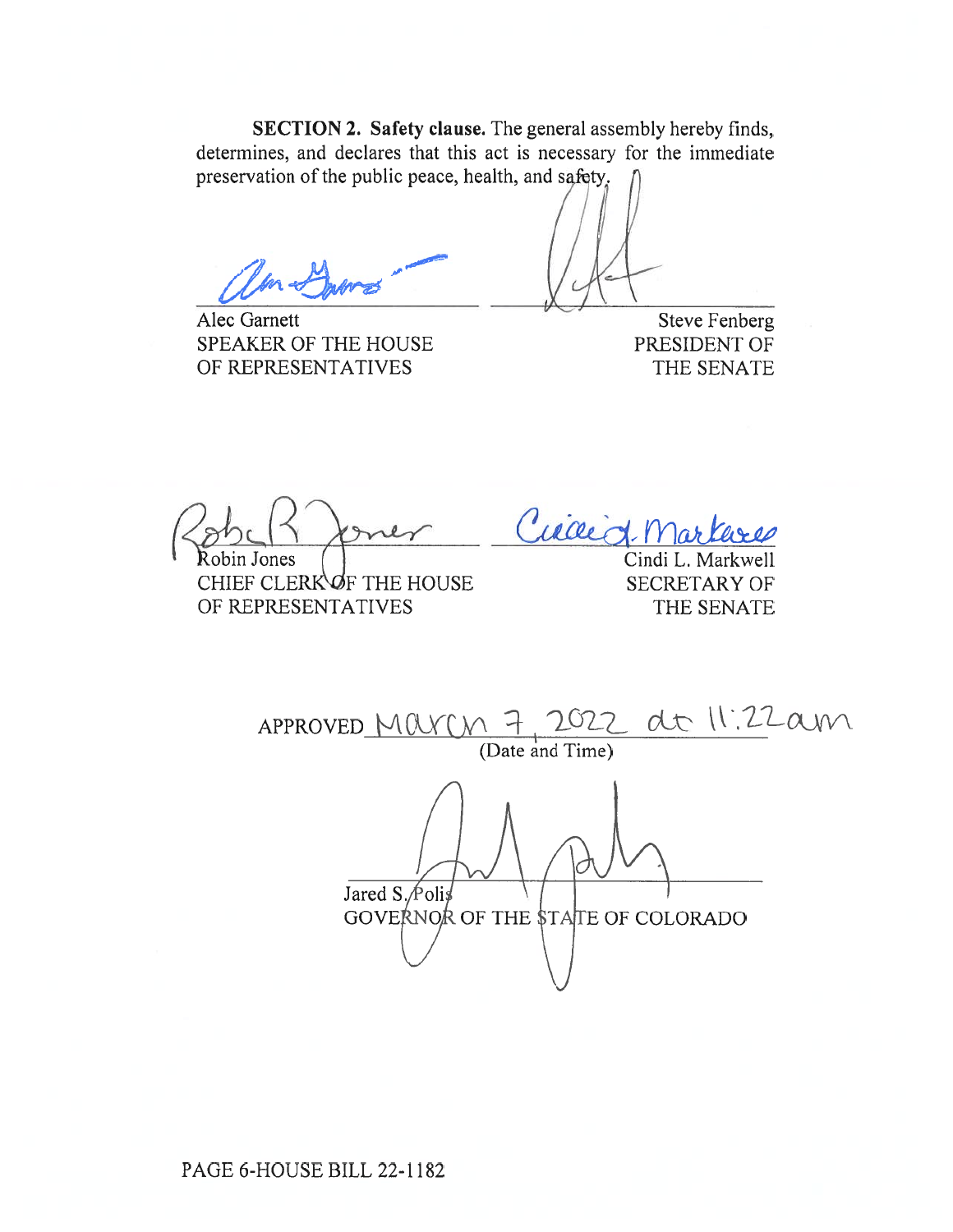**SECTION 2. Safety clause.** The general assembly hereby finds, determines, and declares that this act is necessary for the immediate preservation of the public peace, health, and safety.

Alec Garnett
SPEAKER OF THE HOUSE
OF REPRESENTATIVES

Steve Fenberg
PRESIDENT OF
THE SENATE

Robin Jones
CHIEF CLERK OF THE HOUSE
OF REPRESENTATIVES

Cindi L. Markwell
SECRETARY OF
THE SENATE

APPROVED March 7, 2022 at 11:22am
(Date and Time)

Jared S. Polis
GOVERNOR OF THE STATE OF COLORADO

PAGE 6-HOUSE BILL 22-1182